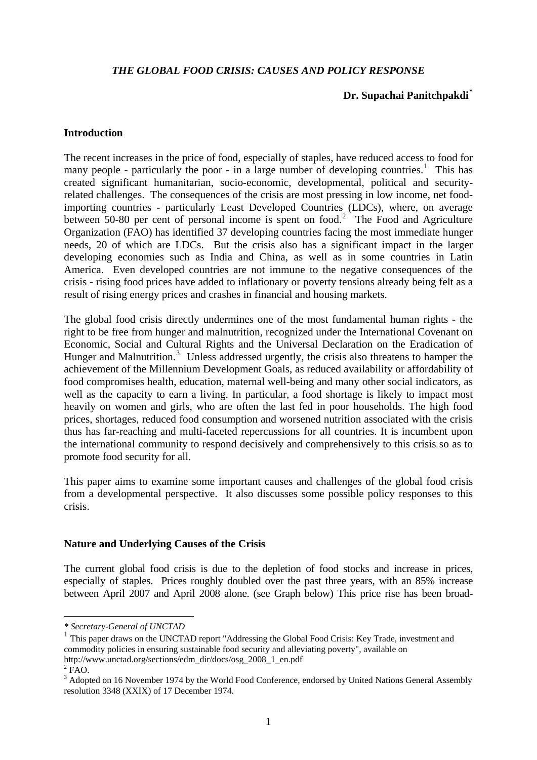# *THE GLOBAL FOOD CRISIS: CAUSES AND POLICY RESPONSE*

**Dr. Supachai Panitchpakdi[*]**

## Introduction

The recent increases in the price of food, especially of staples, have reduced access to food for many people - particularly the poor - in a large number of developing countries.[1] This has created significant humanitarian, socio-economic, developmental, political and security-related challenges. The consequences of the crisis are most pressing in low income, net food-importing countries - particularly Least Developed Countries (LDCs), where, on average between 50-80 per cent of personal income is spent on food.[2] The Food and Agriculture Organization (FAO) has identified 37 developing countries facing the most immediate hunger needs, 20 of which are LDCs. But the crisis also has a significant impact in the larger developing economies such as India and China, as well as in some countries in Latin America. Even developed countries are not immune to the negative consequences of the crisis - rising food prices have added to inflationary or poverty tensions already being felt as a result of rising energy prices and crashes in financial and housing markets.

The global food crisis directly undermines one of the most fundamental human rights - the right to be free from hunger and malnutrition, recognized under the International Covenant on Economic, Social and Cultural Rights and the Universal Declaration on the Eradication of Hunger and Malnutrition.[3] Unless addressed urgently, the crisis also threatens to hamper the achievement of the Millennium Development Goals, as reduced availability or affordability of food compromises health, education, maternal well-being and many other social indicators, as well as the capacity to earn a living. In particular, a food shortage is likely to impact most heavily on women and girls, who are often the last fed in poor households. The high food prices, shortages, reduced food consumption and worsened nutrition associated with the crisis thus has far-reaching and multi-faceted repercussions for all countries. It is incumbent upon the international community to respond decisively and comprehensively to this crisis so as to promote food security for all.

This paper aims to examine some important causes and challenges of the global food crisis from a developmental perspective. It also discusses some possible policy responses to this crisis.

## Nature and Underlying Causes of the Crisis

The current global food crisis is due to the depletion of food stocks and increase in prices, especially of staples. Prices roughly doubled over the past three years, with an 85% increase between April 2007 and April 2008 alone. (see Graph below) This price rise has been broad-

---

*\* Secretary-General of UNCTAD*

[1] This paper draws on the UNCTAD report "Addressing the Global Food Crisis: Key Trade, investment and commodity policies in ensuring sustainable food security and alleviating poverty", available on http://www.unctad.org/sections/edm_dir/docs/osg_2008_1_en.pdf

[2] FAO.

[3] Adopted on 16 November 1974 by the World Food Conference, endorsed by United Nations General Assembly resolution 3348 (XXIX) of 17 December 1974.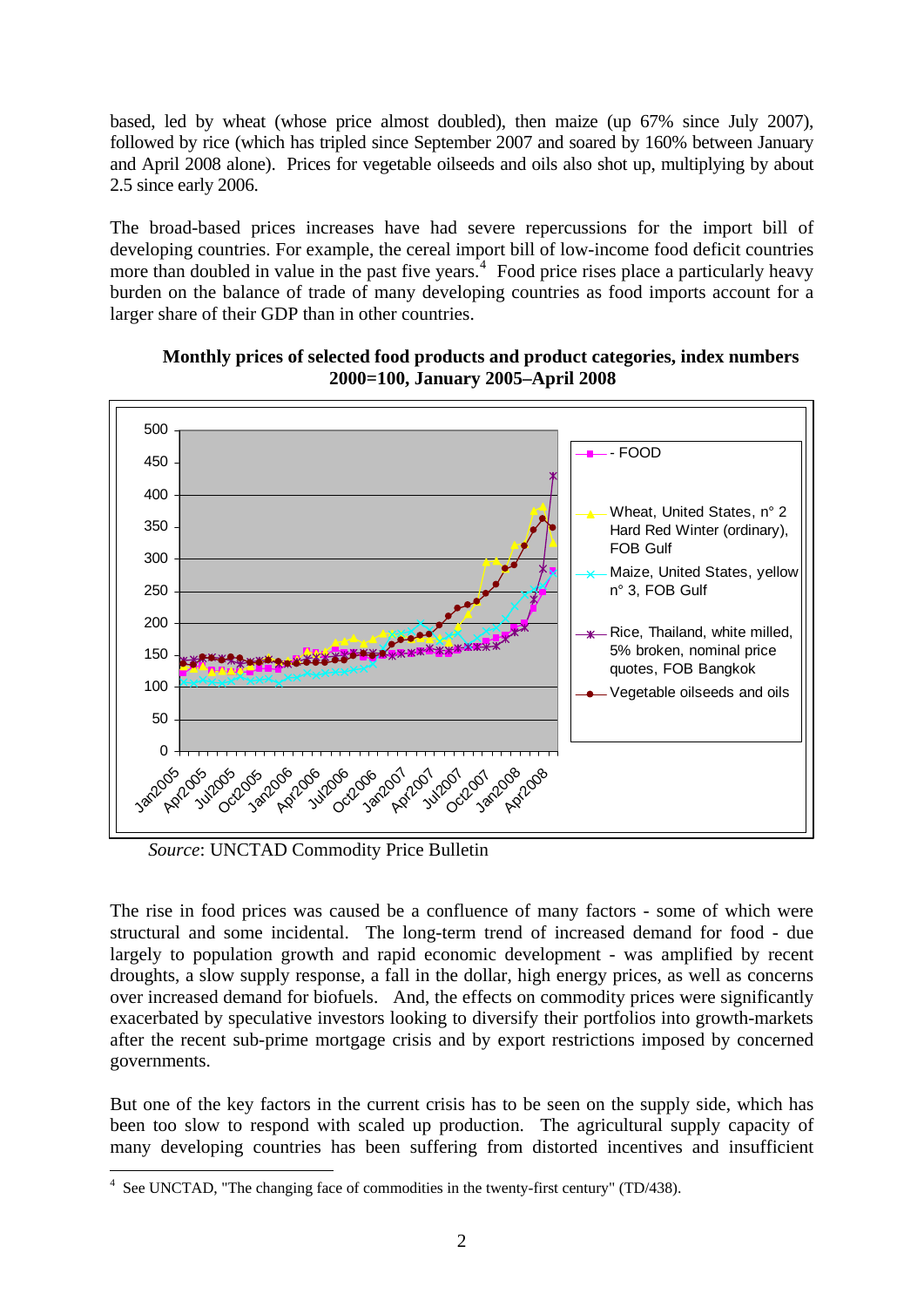based, led by wheat (whose price almost doubled), then maize (up 67% since July 2007), followed by rice (which has tripled since September 2007 and soared by 160% between January and April 2008 alone). Prices for vegetable oilseeds and oils also shot up, multiplying by about 2.5 since early 2006.

The broad-based prices increases have had severe repercussions for the import bill of developing countries. For example, the cereal import bill of low-income food deficit countries more than doubled in value in the past five years.[4] Food price rises place a particularly heavy burden on the balance of trade of many developing countries as food imports account for a larger share of their GDP than in other countries.

**Monthly prices of selected food products and product categories, index numbers 2000=100, January 2005–April 2008**

*Source*: UNCTAD Commodity Price Bulletin

The rise in food prices was caused be a confluence of many factors - some of which were structural and some incidental. The long-term trend of increased demand for food - due largely to population growth and rapid economic development - was amplified by recent droughts, a slow supply response, a fall in the dollar, high energy prices, as well as concerns over increased demand for biofuels. And, the effects on commodity prices were significantly exacerbated by speculative investors looking to diversify their portfolios into growth-markets after the recent sub-prime mortgage crisis and by export restrictions imposed by concerned governments.

But one of the key factors in the current crisis has to be seen on the supply side, which has been too slow to respond with scaled up production. The agricultural supply capacity of many developing countries has been suffering from distorted incentives and insufficient

[4] See UNCTAD, "The changing face of commodities in the twenty-first century" (TD/438).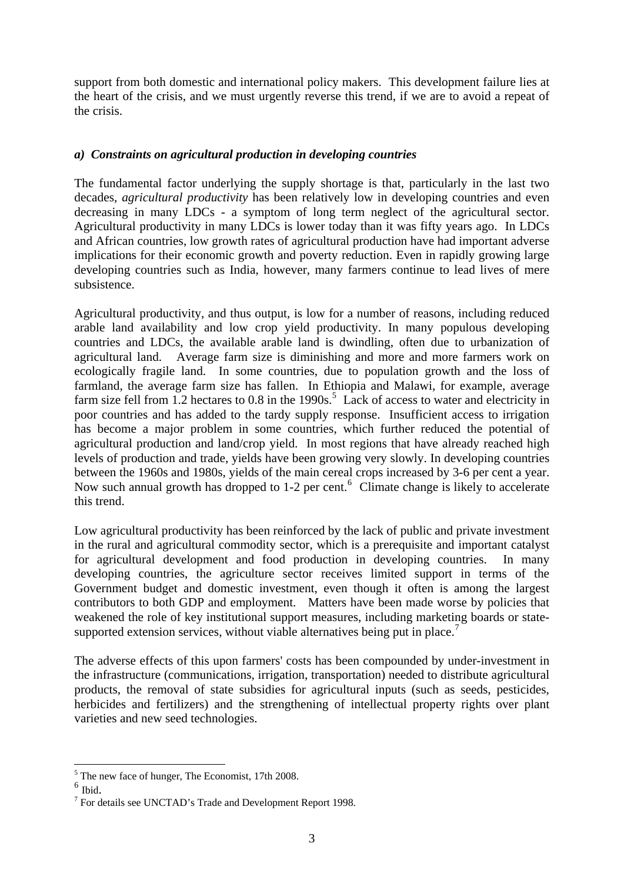support from both domestic and international policy makers. This development failure lies at the heart of the crisis, and we must urgently reverse this trend, if we are to avoid a repeat of the crisis.

### *a) Constraints on agricultural production in developing countries*

The fundamental factor underlying the supply shortage is that, particularly in the last two decades, *agricultural productivity* has been relatively low in developing countries and even decreasing in many LDCs - a symptom of long term neglect of the agricultural sector. Agricultural productivity in many LDCs is lower today than it was fifty years ago. In LDCs and African countries, low growth rates of agricultural production have had important adverse implications for their economic growth and poverty reduction. Even in rapidly growing large developing countries such as India, however, many farmers continue to lead lives of mere subsistence.

Agricultural productivity, and thus output, is low for a number of reasons, including reduced arable land availability and low crop yield productivity. In many populous developing countries and LDCs, the available arable land is dwindling, often due to urbanization of agricultural land. Average farm size is diminishing and more and more farmers work on ecologically fragile land. In some countries, due to population growth and the loss of farmland, the average farm size has fallen. In Ethiopia and Malawi, for example, average farm size fell from 1.2 hectares to 0.8 in the 1990s.[5] Lack of access to water and electricity in poor countries and has added to the tardy supply response. Insufficient access to irrigation has become a major problem in some countries, which further reduced the potential of agricultural production and land/crop yield. In most regions that have already reached high levels of production and trade, yields have been growing very slowly. In developing countries between the 1960s and 1980s, yields of the main cereal crops increased by 3-6 per cent a year. Now such annual growth has dropped to 1-2 per cent.[6] Climate change is likely to accelerate this trend.

Low agricultural productivity has been reinforced by the lack of public and private investment in the rural and agricultural commodity sector, which is a prerequisite and important catalyst for agricultural development and food production in developing countries. In many developing countries, the agriculture sector receives limited support in terms of the Government budget and domestic investment, even though it often is among the largest contributors to both GDP and employment. Matters have been made worse by policies that weakened the role of key institutional support measures, including marketing boards or state-supported extension services, without viable alternatives being put in place.[7]

The adverse effects of this upon farmers' costs has been compounded by under-investment in the infrastructure (communications, irrigation, transportation) needed to distribute agricultural products, the removal of state subsidies for agricultural inputs (such as seeds, pesticides, herbicides and fertilizers) and the strengthening of intellectual property rights over plant varieties and new seed technologies.

---

[5] The new face of hunger, The Economist, 17th 2008.

[6] Ibid.

[7] For details see UNCTAD's Trade and Development Report 1998.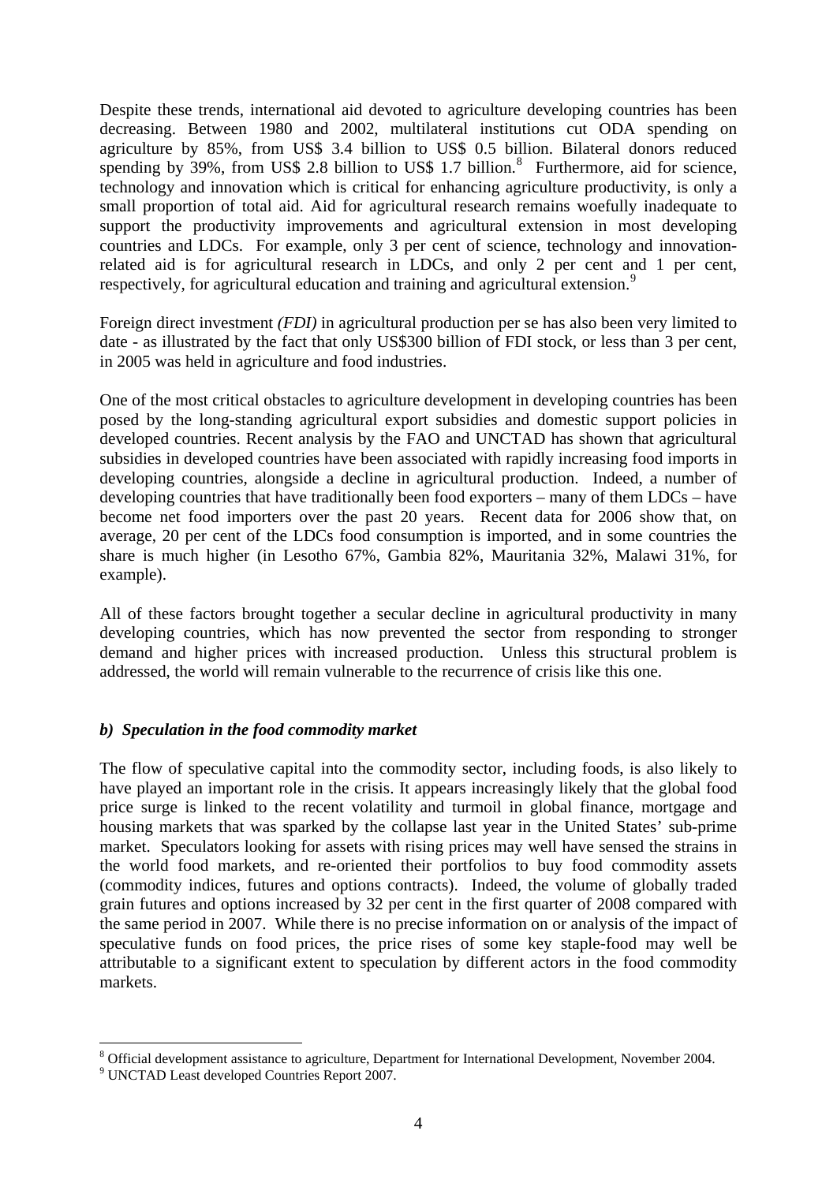Despite these trends, international aid devoted to agriculture developing countries has been decreasing. Between 1980 and 2002, multilateral institutions cut ODA spending on agriculture by 85%, from US$ 3.4 billion to US$ 0.5 billion. Bilateral donors reduced spending by 39%, from US$ 2.8 billion to US$ 1.7 billion.[8] Furthermore, aid for science, technology and innovation which is critical for enhancing agriculture productivity, is only a small proportion of total aid. Aid for agricultural research remains woefully inadequate to support the productivity improvements and agricultural extension in most developing countries and LDCs. For example, only 3 per cent of science, technology and innovation-related aid is for agricultural research in LDCs, and only 2 per cent and 1 per cent, respectively, for agricultural education and training and agricultural extension.[9]

Foreign direct investment *(FDI)* in agricultural production per se has also been very limited to date - as illustrated by the fact that only US$300 billion of FDI stock, or less than 3 per cent, in 2005 was held in agriculture and food industries.

One of the most critical obstacles to agriculture development in developing countries has been posed by the long-standing agricultural export subsidies and domestic support policies in developed countries. Recent analysis by the FAO and UNCTAD has shown that agricultural subsidies in developed countries have been associated with rapidly increasing food imports in developing countries, alongside a decline in agricultural production. Indeed, a number of developing countries that have traditionally been food exporters – many of them LDCs – have become net food importers over the past 20 years. Recent data for 2006 show that, on average, 20 per cent of the LDCs food consumption is imported, and in some countries the share is much higher (in Lesotho 67%, Gambia 82%, Mauritania 32%, Malawi 31%, for example).

All of these factors brought together a secular decline in agricultural productivity in many developing countries, which has now prevented the sector from responding to stronger demand and higher prices with increased production. Unless this structural problem is addressed, the world will remain vulnerable to the recurrence of crisis like this one.

### *b) Speculation in the food commodity market*

The flow of speculative capital into the commodity sector, including foods, is also likely to have played an important role in the crisis. It appears increasingly likely that the global food price surge is linked to the recent volatility and turmoil in global finance, mortgage and housing markets that was sparked by the collapse last year in the United States' sub-prime market. Speculators looking for assets with rising prices may well have sensed the strains in the world food markets, and re-oriented their portfolios to buy food commodity assets (commodity indices, futures and options contracts). Indeed, the volume of globally traded grain futures and options increased by 32 per cent in the first quarter of 2008 compared with the same period in 2007. While there is no precise information on or analysis of the impact of speculative funds on food prices, the price rises of some key staple-food may well be attributable to a significant extent to speculation by different actors in the food commodity markets.

---

[8] Official development assistance to agriculture, Department for International Development, November 2004.

[9] UNCTAD Least developed Countries Report 2007.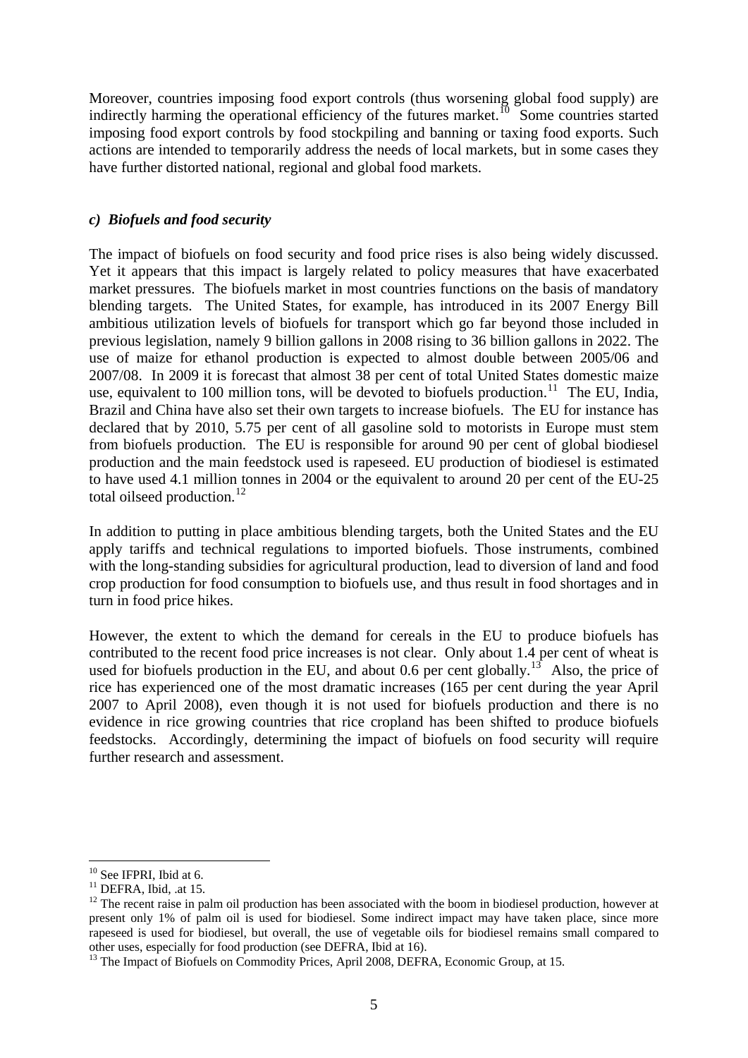Moreover, countries imposing food export controls (thus worsening global food supply) are indirectly harming the operational efficiency of the futures market.[10] Some countries started imposing food export controls by food stockpiling and banning or taxing food exports. Such actions are intended to temporarily address the needs of local markets, but in some cases they have further distorted national, regional and global food markets.

### *c) Biofuels and food security*

The impact of biofuels on food security and food price rises is also being widely discussed. Yet it appears that this impact is largely related to policy measures that have exacerbated market pressures. The biofuels market in most countries functions on the basis of mandatory blending targets. The United States, for example, has introduced in its 2007 Energy Bill ambitious utilization levels of biofuels for transport which go far beyond those included in previous legislation, namely 9 billion gallons in 2008 rising to 36 billion gallons in 2022. The use of maize for ethanol production is expected to almost double between 2005/06 and 2007/08. In 2009 it is forecast that almost 38 per cent of total United States domestic maize use, equivalent to 100 million tons, will be devoted to biofuels production.[11] The EU, India, Brazil and China have also set their own targets to increase biofuels. The EU for instance has declared that by 2010, 5.75 per cent of all gasoline sold to motorists in Europe must stem from biofuels production. The EU is responsible for around 90 per cent of global biodiesel production and the main feedstock used is rapeseed. EU production of biodiesel is estimated to have used 4.1 million tonnes in 2004 or the equivalent to around 20 per cent of the EU-25 total oilseed production.[12]

In addition to putting in place ambitious blending targets, both the United States and the EU apply tariffs and technical regulations to imported biofuels. Those instruments, combined with the long-standing subsidies for agricultural production, lead to diversion of land and food crop production for food consumption to biofuels use, and thus result in food shortages and in turn in food price hikes.

However, the extent to which the demand for cereals in the EU to produce biofuels has contributed to the recent food price increases is not clear. Only about 1.4 per cent of wheat is used for biofuels production in the EU, and about 0.6 per cent globally.[13] Also, the price of rice has experienced one of the most dramatic increases (165 per cent during the year April 2007 to April 2008), even though it is not used for biofuels production and there is no evidence in rice growing countries that rice cropland has been shifted to produce biofuels feedstocks. Accordingly, determining the impact of biofuels on food security will require further research and assessment.

---

[10] See IFPRI, Ibid at 6.

[11] DEFRA, Ibid, .at 15.

[12] The recent raise in palm oil production has been associated with the boom in biodiesel production, however at present only 1% of palm oil is used for biodiesel. Some indirect impact may have taken place, since more rapeseed is used for biodiesel, but overall, the use of vegetable oils for biodiesel remains small compared to other uses, especially for food production (see DEFRA, Ibid at 16).

[13] The Impact of Biofuels on Commodity Prices, April 2008, DEFRA, Economic Group, at 15.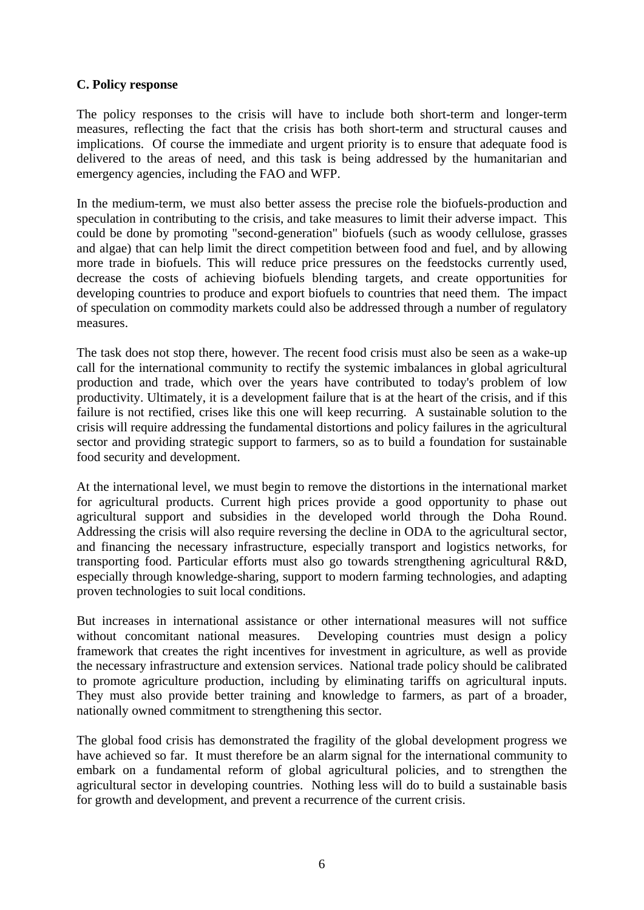**C. Policy response**

The policy responses to the crisis will have to include both short-term and longer-term measures, reflecting the fact that the crisis has both short-term and structural causes and implications. Of course the immediate and urgent priority is to ensure that adequate food is delivered to the areas of need, and this task is being addressed by the humanitarian and emergency agencies, including the FAO and WFP.

In the medium-term, we must also better assess the precise role the biofuels-production and speculation in contributing to the crisis, and take measures to limit their adverse impact. This could be done by promoting "second-generation" biofuels (such as woody cellulose, grasses and algae) that can help limit the direct competition between food and fuel, and by allowing more trade in biofuels. This will reduce price pressures on the feedstocks currently used, decrease the costs of achieving biofuels blending targets, and create opportunities for developing countries to produce and export biofuels to countries that need them. The impact of speculation on commodity markets could also be addressed through a number of regulatory measures.

The task does not stop there, however. The recent food crisis must also be seen as a wake-up call for the international community to rectify the systemic imbalances in global agricultural production and trade, which over the years have contributed to today's problem of low productivity. Ultimately, it is a development failure that is at the heart of the crisis, and if this failure is not rectified, crises like this one will keep recurring. A sustainable solution to the crisis will require addressing the fundamental distortions and policy failures in the agricultural sector and providing strategic support to farmers, so as to build a foundation for sustainable food security and development.

At the international level, we must begin to remove the distortions in the international market for agricultural products. Current high prices provide a good opportunity to phase out agricultural support and subsidies in the developed world through the Doha Round. Addressing the crisis will also require reversing the decline in ODA to the agricultural sector, and financing the necessary infrastructure, especially transport and logistics networks, for transporting food. Particular efforts must also go towards strengthening agricultural R&D, especially through knowledge-sharing, support to modern farming technologies, and adapting proven technologies to suit local conditions.

But increases in international assistance or other international measures will not suffice without concomitant national measures. Developing countries must design a policy framework that creates the right incentives for investment in agriculture, as well as provide the necessary infrastructure and extension services. National trade policy should be calibrated to promote agriculture production, including by eliminating tariffs on agricultural inputs. They must also provide better training and knowledge to farmers, as part of a broader, nationally owned commitment to strengthening this sector.

The global food crisis has demonstrated the fragility of the global development progress we have achieved so far. It must therefore be an alarm signal for the international community to embark on a fundamental reform of global agricultural policies, and to strengthen the agricultural sector in developing countries. Nothing less will do to build a sustainable basis for growth and development, and prevent a recurrence of the current crisis.